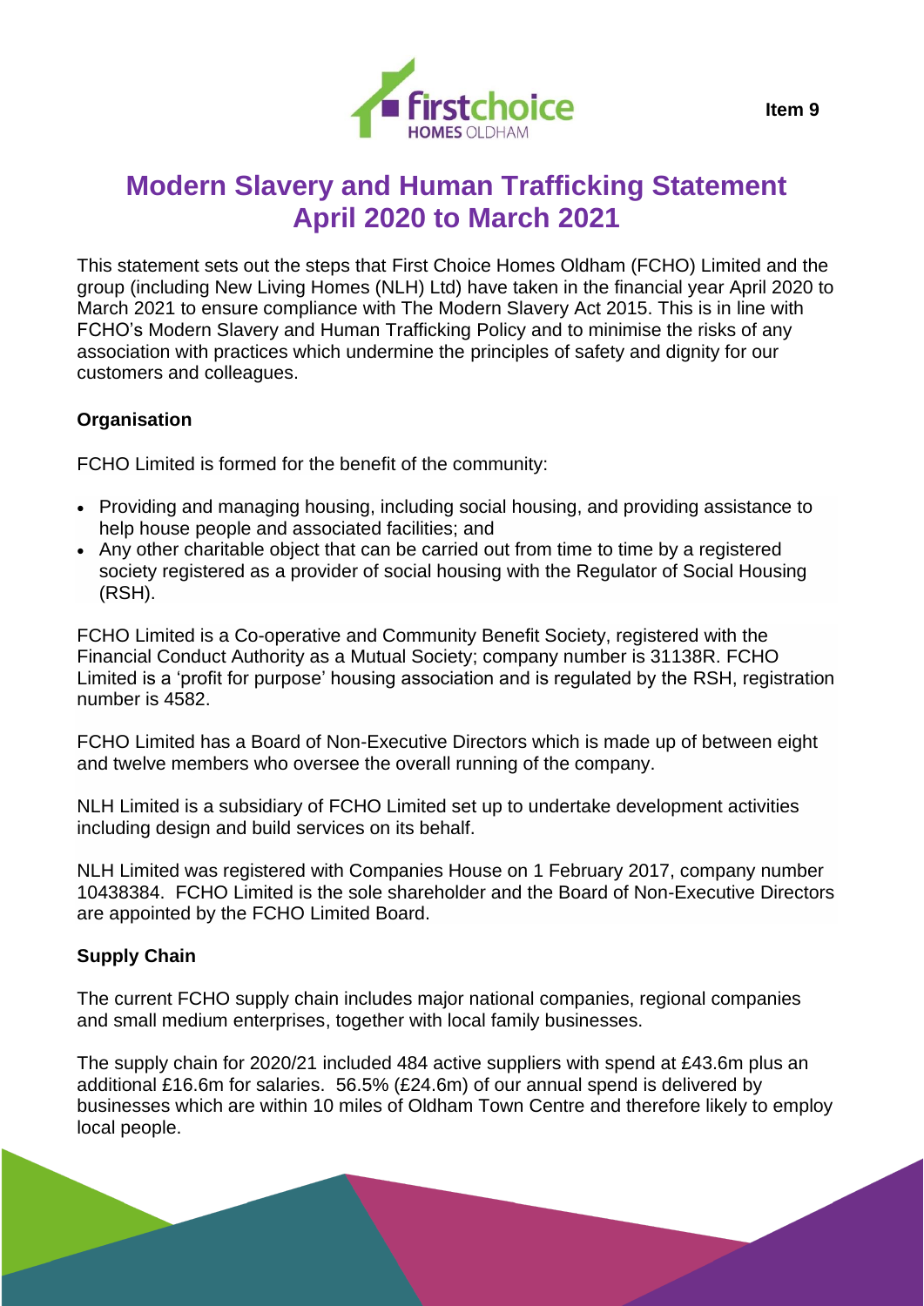Item 9

# Modern Slavery and Human Trafficking Statement April 2020 to March 2021

This statement sets out the steps that First Choice Homes Oldham (FCHO) Limited and the group (including New Living Homes (NLH) Ltd) have taken in the financial year April 2020 to March 2021 to ensure compliance with The Modern Slavery Act 2015. This is in line with FCHO's Modern Slavery and Human Trafficking Policy and to minimise the risks of any association with practices which undermine the principles of safety and dignity for our customers and colleagues.

**Organisation**

FCHO Limited is formed for the benefit of the community:

- Providing and managing housing, including social housing, and providing assistance to help house people and associated facilities; and
- Any other charitable object that can be carried out from time to time by a registered society registered as a provider of social housing with the Regulator of Social Housing (RSH).

FCHO Limited is a Co-operative and Community Benefit Society, registered with the Financial Conduct Authority as a Mutual Society; company number is 31138R. FCHO Limited is a 'profit for purpose' housing association and is regulated by the RSH, registration number is 4582.

FCHO Limited has a Board of Non-Executive Directors which is made up of between eight and twelve members who oversee the overall running of the company.

NLH Limited is a subsidiary of FCHO Limited set up to undertake development activities including design and build services on its behalf.

NLH Limited was registered with Companies House on 1 February 2017, company number 10438384. FCHO Limited is the sole shareholder and the Board of Non-Executive Directors are appointed by the FCHO Limited Board.

**Supply Chain**

The current FCHO supply chain includes major national companies, regional companies and small medium enterprises, together with local family businesses.

The supply chain for 2020/21 included 484 active suppliers with spend at £43.6m plus an additional £16.6m for salaries. 56.5% (£24.6m) of our annual spend is delivered by businesses which are within 10 miles of Oldham Town Centre and therefore likely to employ local people.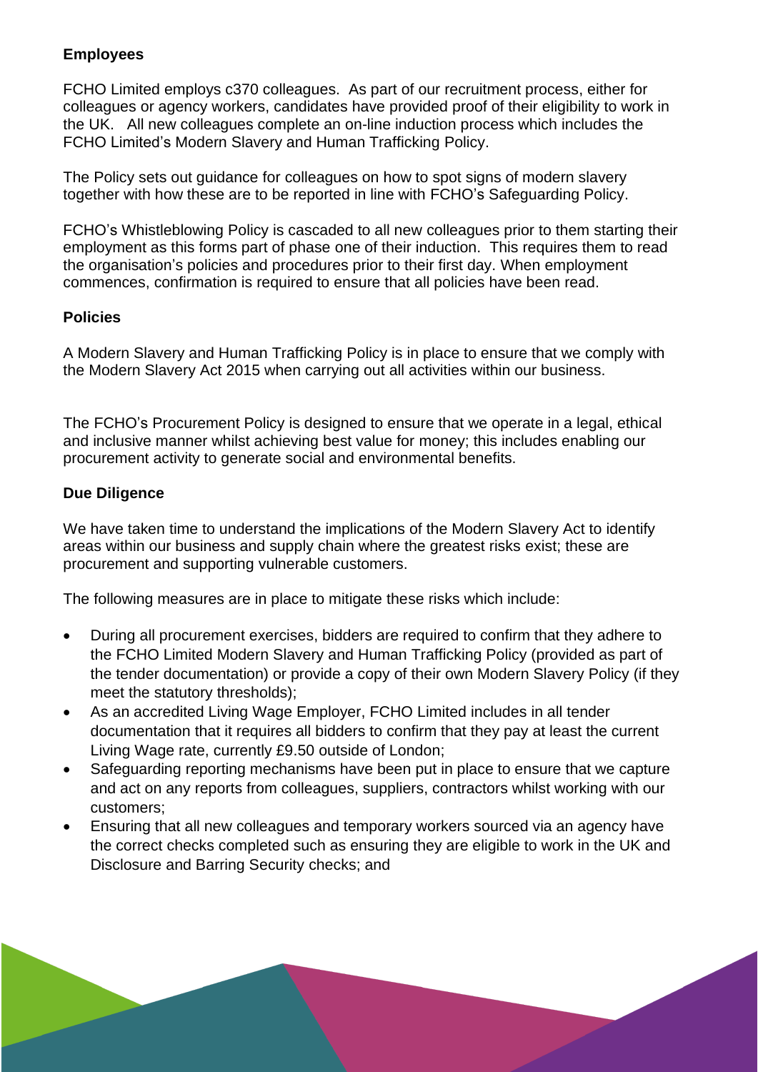## Employees

FCHO Limited employs c370 colleagues. As part of our recruitment process, either for colleagues or agency workers, candidates have provided proof of their eligibility to work in the UK. All new colleagues complete an on-line induction process which includes the FCHO Limited's Modern Slavery and Human Trafficking Policy.

The Policy sets out guidance for colleagues on how to spot signs of modern slavery together with how these are to be reported in line with FCHO's Safeguarding Policy.

FCHO's Whistleblowing Policy is cascaded to all new colleagues prior to them starting their employment as this forms part of phase one of their induction. This requires them to read the organisation's policies and procedures prior to their first day. When employment commences, confirmation is required to ensure that all policies have been read.

## Policies

A Modern Slavery and Human Trafficking Policy is in place to ensure that we comply with the Modern Slavery Act 2015 when carrying out all activities within our business.

The FCHO's Procurement Policy is designed to ensure that we operate in a legal, ethical and inclusive manner whilst achieving best value for money; this includes enabling our procurement activity to generate social and environmental benefits.

## Due Diligence

We have taken time to understand the implications of the Modern Slavery Act to identify areas within our business and supply chain where the greatest risks exist; these are procurement and supporting vulnerable customers.

The following measures are in place to mitigate these risks which include:

- During all procurement exercises, bidders are required to confirm that they adhere to the FCHO Limited Modern Slavery and Human Trafficking Policy (provided as part of the tender documentation) or provide a copy of their own Modern Slavery Policy (if they meet the statutory thresholds);
- As an accredited Living Wage Employer, FCHO Limited includes in all tender documentation that it requires all bidders to confirm that they pay at least the current Living Wage rate, currently £9.50 outside of London;
- Safeguarding reporting mechanisms have been put in place to ensure that we capture and act on any reports from colleagues, suppliers, contractors whilst working with our customers;
- Ensuring that all new colleagues and temporary workers sourced via an agency have the correct checks completed such as ensuring they are eligible to work in the UK and Disclosure and Barring Security checks; and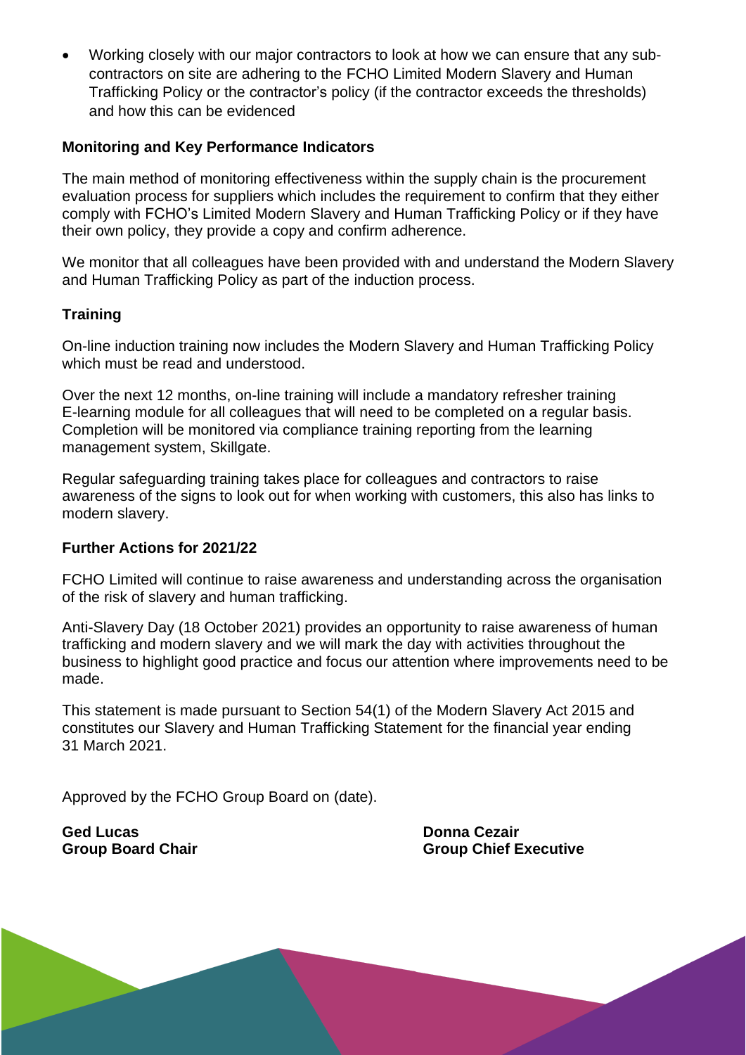- Working closely with our major contractors to look at how we can ensure that any sub-contractors on site are adhering to the FCHO Limited Modern Slavery and Human Trafficking Policy or the contractor's policy (if the contractor exceeds the thresholds) and how this can be evidenced

**Monitoring and Key Performance Indicators**

The main method of monitoring effectiveness within the supply chain is the procurement evaluation process for suppliers which includes the requirement to confirm that they either comply with FCHO's Limited Modern Slavery and Human Trafficking Policy or if they have their own policy, they provide a copy and confirm adherence.

We monitor that all colleagues have been provided with and understand the Modern Slavery and Human Trafficking Policy as part of the induction process.

**Training**

On-line induction training now includes the Modern Slavery and Human Trafficking Policy which must be read and understood.

Over the next 12 months, on-line training will include a mandatory refresher training E-learning module for all colleagues that will need to be completed on a regular basis. Completion will be monitored via compliance training reporting from the learning management system, Skillgate.

Regular safeguarding training takes place for colleagues and contractors to raise awareness of the signs to look out for when working with customers, this also has links to modern slavery.

**Further Actions for 2021/22**

FCHO Limited will continue to raise awareness and understanding across the organisation of the risk of slavery and human trafficking.

Anti-Slavery Day (18 October 2021) provides an opportunity to raise awareness of human trafficking and modern slavery and we will mark the day with activities throughout the business to highlight good practice and focus our attention where improvements need to be made.

This statement is made pursuant to Section 54(1) of the Modern Slavery Act 2015 and constitutes our Slavery and Human Trafficking Statement for the financial year ending 31 March 2021.

Approved by the FCHO Group Board on (date).

**Ged Lucas**
**Group Board Chair**

**Donna Cezair**
**Group Chief Executive**